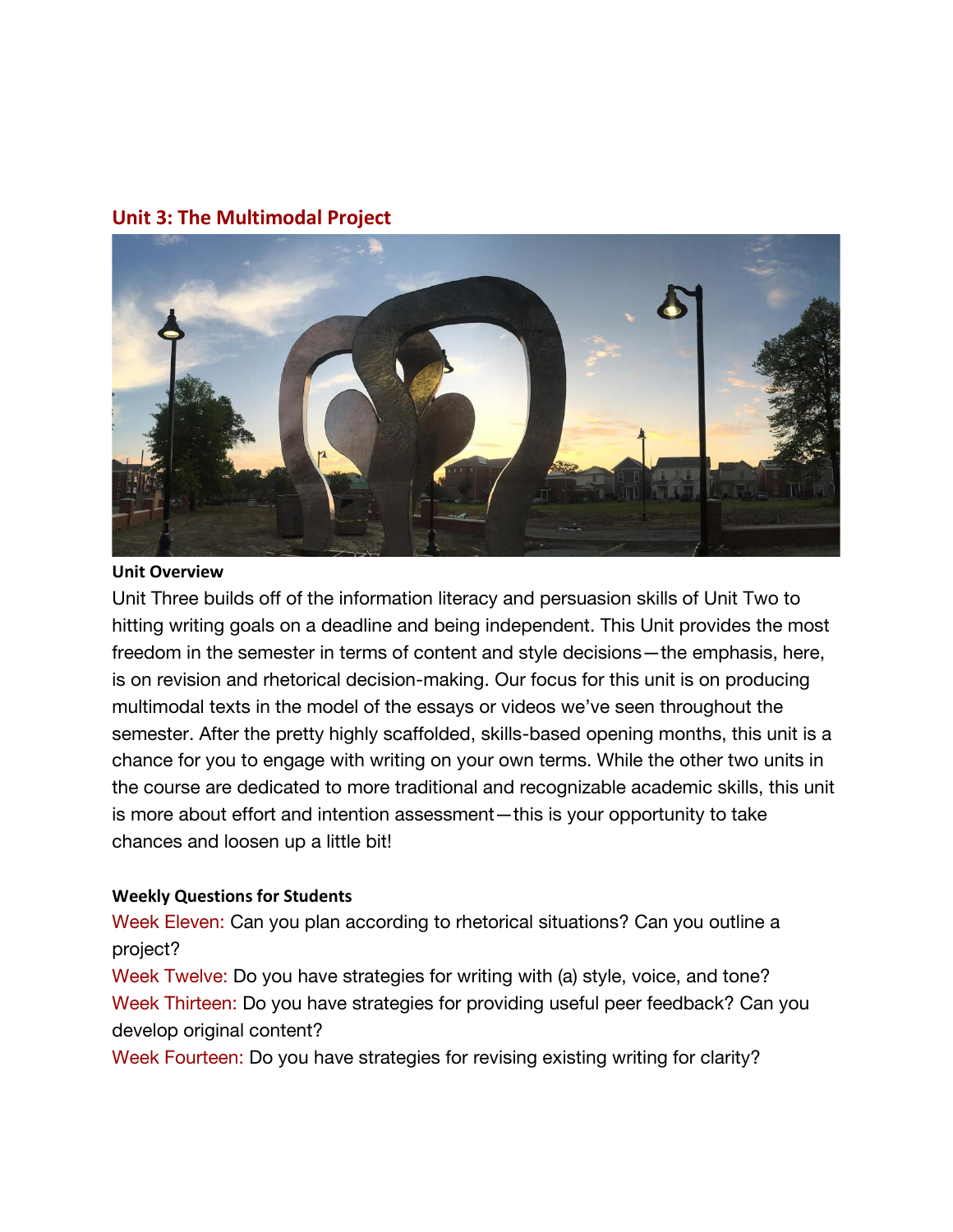## Unit 3: The Multimodal Project

### Unit Overview

Unit Three builds off of the information literacy and persuasion skills of Unit Two to hitting writing goals on a deadline and being independent. This Unit provides the most freedom in the semester in terms of content and style decisions—the emphasis, here, is on revision and rhetorical decision-making. Our focus for this unit is on producing multimodal texts in the model of the essays or videos we've seen throughout the semester. After the pretty highly scaffolded, skills-based opening months, this unit is a chance for you to engage with writing on your own terms. While the other two units in the course are dedicated to more traditional and recognizable academic skills, this unit is more about effort and intention assessment—this is your opportunity to take chances and loosen up a little bit!

### Weekly Questions for Students

Week Eleven: Can you plan according to rhetorical situations? Can you outline a project?

Week Twelve: Do you have strategies for writing with (a) style, voice, and tone?

Week Thirteen: Do you have strategies for providing useful peer feedback? Can you develop original content?

Week Fourteen: Do you have strategies for revising existing writing for clarity?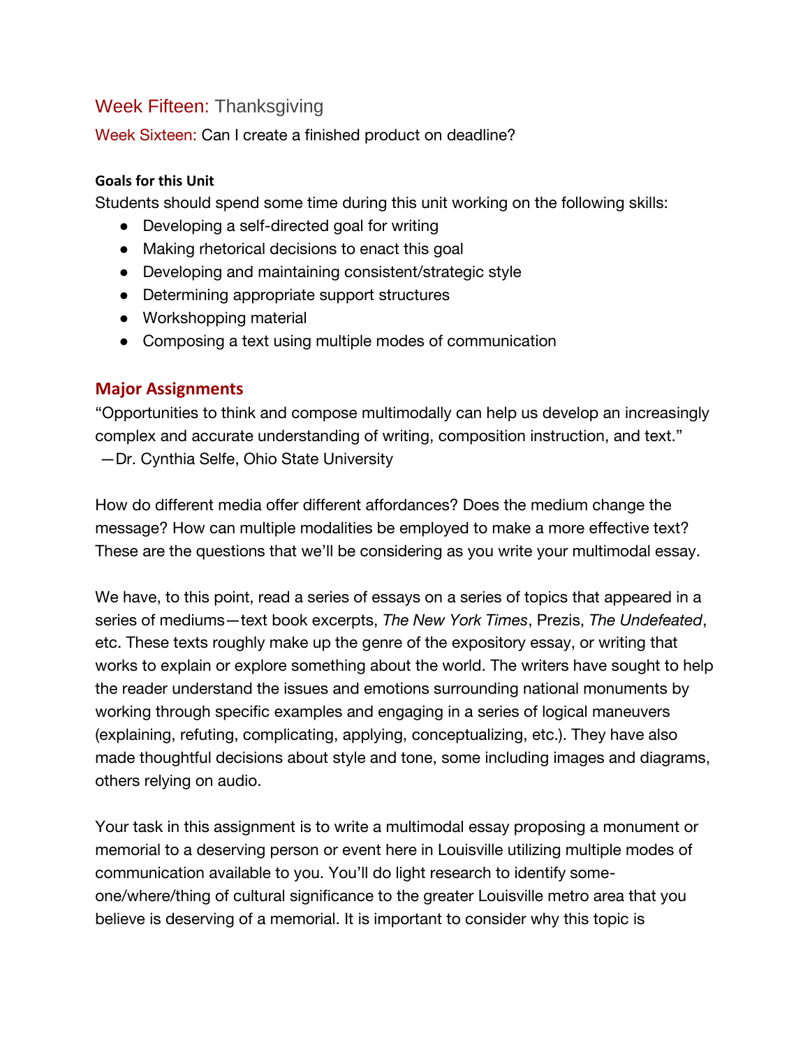Week Fifteen: Thanksgiving

Week Sixteen: Can I create a finished product on deadline?

**Goals for this Unit**

Students should spend some time during this unit working on the following skills:

- Developing a self-directed goal for writing
- Making rhetorical decisions to enact this goal
- Developing and maintaining consistent/strategic style
- Determining appropriate support structures
- Workshopping material
- Composing a text using multiple modes of communication

## Major Assignments

"Opportunities to think and compose multimodally can help us develop an increasingly complex and accurate understanding of writing, composition instruction, and text."
—Dr. Cynthia Selfe, Ohio State University

How do different media offer different affordances? Does the medium change the message? How can multiple modalities be employed to make a more effective text? These are the questions that we'll be considering as you write your multimodal essay.

We have, to this point, read a series of essays on a series of topics that appeared in a series of mediums—text book excerpts, *The New York Times*, Prezis, *The Undefeated*, etc. These texts roughly make up the genre of the expository essay, or writing that works to explain or explore something about the world. The writers have sought to help the reader understand the issues and emotions surrounding national monuments by working through specific examples and engaging in a series of logical maneuvers (explaining, refuting, complicating, applying, conceptualizing, etc.). They have also made thoughtful decisions about style and tone, some including images and diagrams, others relying on audio.

Your task in this assignment is to write a multimodal essay proposing a monument or memorial to a deserving person or event here in Louisville utilizing multiple modes of communication available to you. You'll do light research to identify some-one/where/thing of cultural significance to the greater Louisville metro area that you believe is deserving of a memorial. It is important to consider why this topic is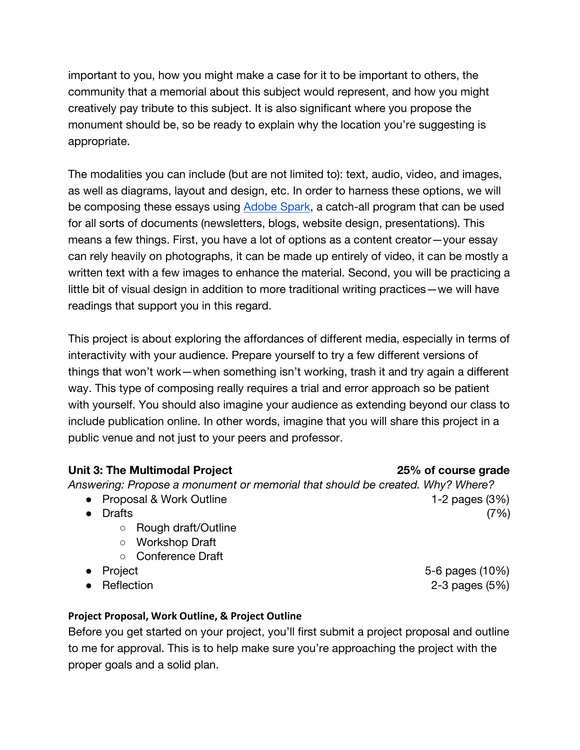important to you, how you might make a case for it to be important to others, the community that a memorial about this subject would represent, and how you might creatively pay tribute to this subject. It is also significant where you propose the monument should be, so be ready to explain why the location you're suggesting is appropriate.

The modalities you can include (but are not limited to): text, audio, video, and images, as well as diagrams, layout and design, etc. In order to harness these options, we will be composing these essays using [Adobe Spark](), a catch-all program that can be used for all sorts of documents (newsletters, blogs, website design, presentations). This means a few things. First, you have a lot of options as a content creator—your essay can rely heavily on photographs, it can be made up entirely of video, it can be mostly a written text with a few images to enhance the material. Second, you will be practicing a little bit of visual design in addition to more traditional writing practices—we will have readings that support you in this regard.

This project is about exploring the affordances of different media, especially in terms of interactivity with your audience. Prepare yourself to try a few different versions of things that won't work—when something isn't working, trash it and try again a different way. This type of composing really requires a trial and error approach so be patient with yourself. You should also imagine your audience as extending beyond our class to include publication online. In other words, imagine that you will share this project in a public venue and not just to your peers and professor.

**Unit 3: The Multimodal Project** — **25% of course grade**

*Answering: Propose a monument or memorial that should be created. Why? Where?*

- Proposal & Work Outline — 1-2 pages (3%)
- Drafts — (7%)
    - Rough draft/Outline
    - Workshop Draft
    - Conference Draft
- Project — 5-6 pages (10%)
- Reflection — 2-3 pages (5%)

**Project Proposal, Work Outline, & Project Outline**

Before you get started on your project, you'll first submit a project proposal and outline to me for approval. This is to help make sure you're approaching the project with the proper goals and a solid plan.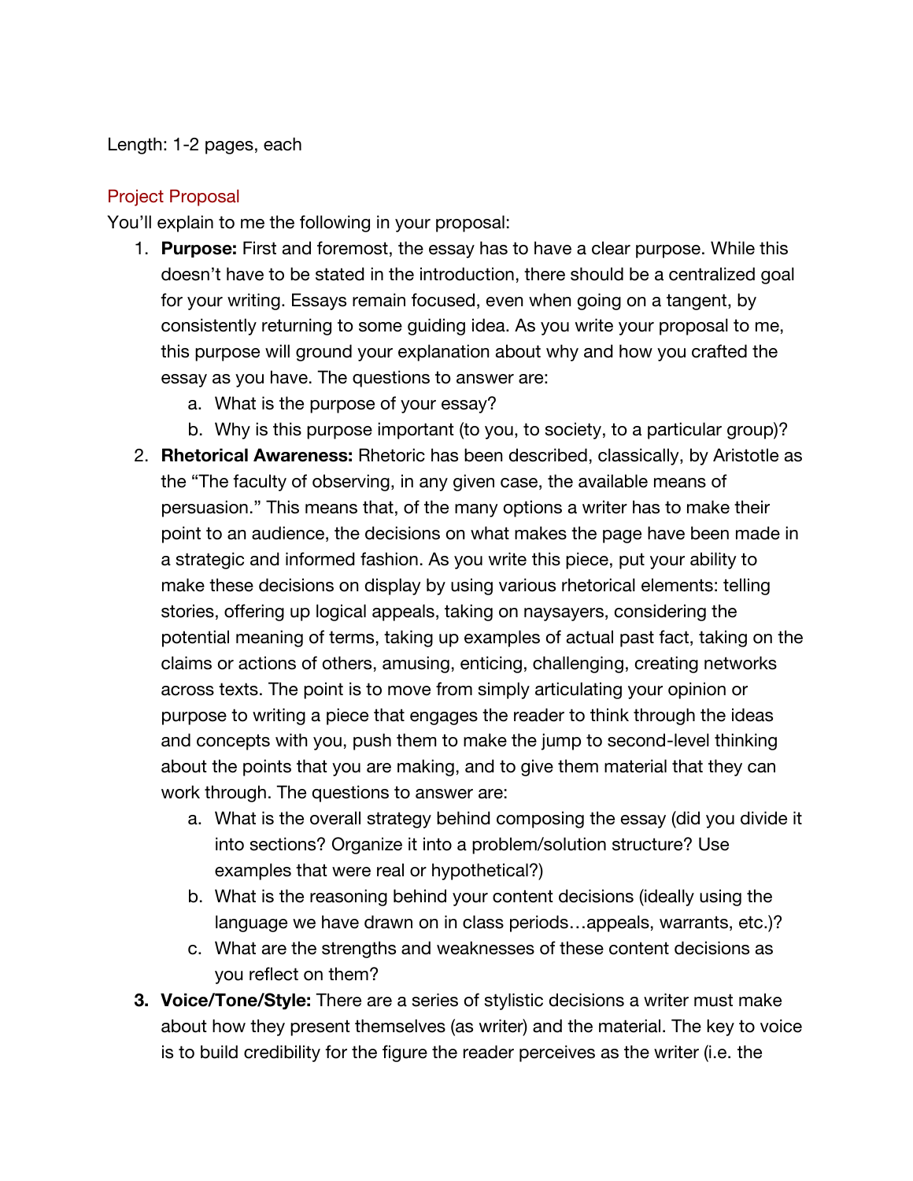Length: 1-2 pages, each

## Project Proposal

You'll explain to me the following in your proposal:

1. **Purpose:** First and foremost, the essay has to have a clear purpose. While this doesn't have to be stated in the introduction, there should be a centralized goal for your writing. Essays remain focused, even when going on a tangent, by consistently returning to some guiding idea. As you write your proposal to me, this purpose will ground your explanation about why and how you crafted the essay as you have. The questions to answer are:
   a. What is the purpose of your essay?
   b. Why is this purpose important (to you, to society, to a particular group)?
2. **Rhetorical Awareness:** Rhetoric has been described, classically, by Aristotle as the "The faculty of observing, in any given case, the available means of persuasion." This means that, of the many options a writer has to make their point to an audience, the decisions on what makes the page have been made in a strategic and informed fashion. As you write this piece, put your ability to make these decisions on display by using various rhetorical elements: telling stories, offering up logical appeals, taking on naysayers, considering the potential meaning of terms, taking up examples of actual past fact, taking on the claims or actions of others, amusing, enticing, challenging, creating networks across texts. The point is to move from simply articulating your opinion or purpose to writing a piece that engages the reader to think through the ideas and concepts with you, push them to make the jump to second-level thinking about the points that you are making, and to give them material that they can work through. The questions to answer are:
   a. What is the overall strategy behind composing the essay (did you divide it into sections? Organize it into a problem/solution structure? Use examples that were real or hypothetical?)
   b. What is the reasoning behind your content decisions (ideally using the language we have drawn on in class periods…appeals, warrants, etc.)?
   c. What are the strengths and weaknesses of these content decisions as you reflect on them?
3. **Voice/Tone/Style:** There are a series of stylistic decisions a writer must make about how they present themselves (as writer) and the material. The key to voice is to build credibility for the figure the reader perceives as the writer (i.e. the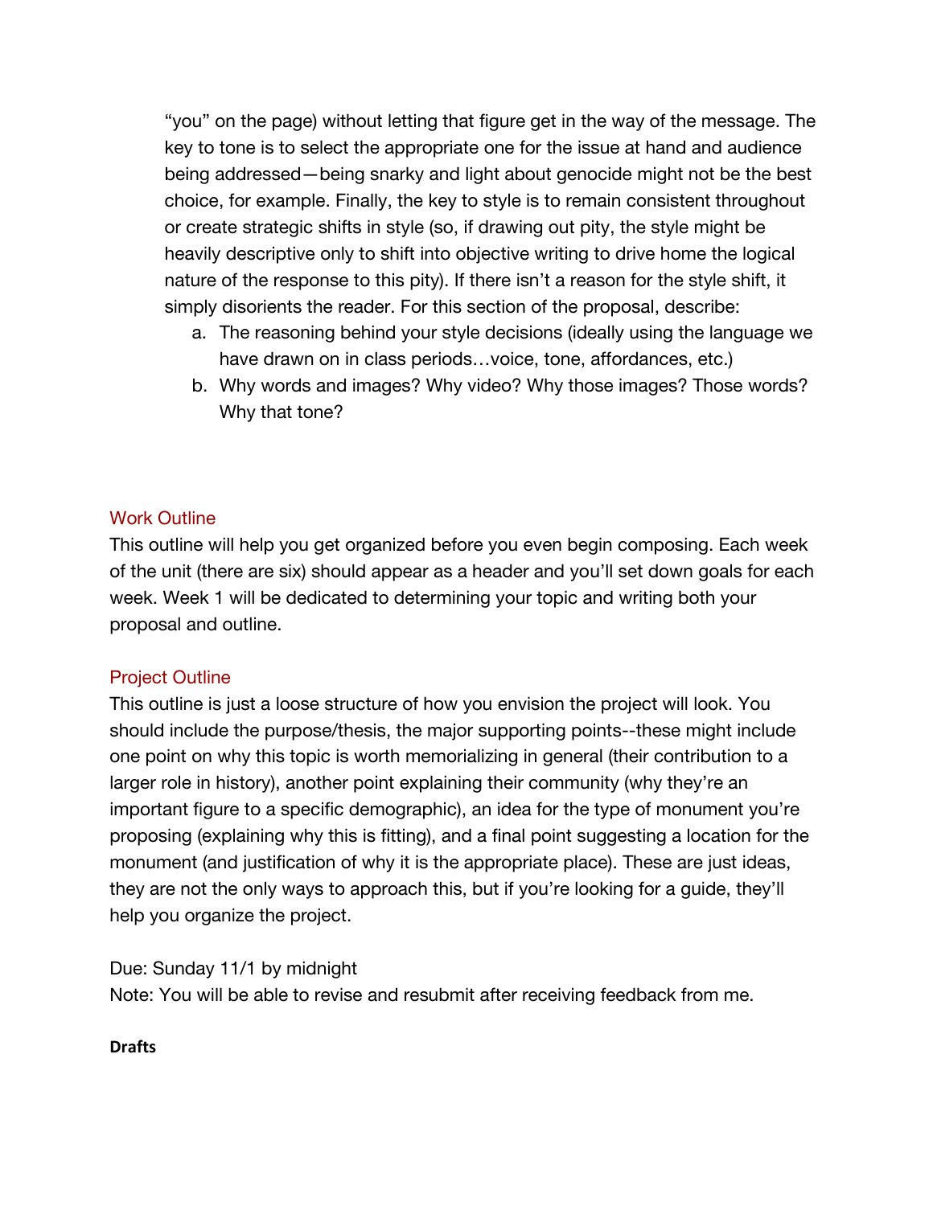"you" on the page) without letting that figure get in the way of the message. The key to tone is to select the appropriate one for the issue at hand and audience being addressed—being snarky and light about genocide might not be the best choice, for example. Finally, the key to style is to remain consistent throughout or create strategic shifts in style (so, if drawing out pity, the style might be heavily descriptive only to shift into objective writing to drive home the logical nature of the response to this pity). If there isn't a reason for the style shift, it simply disorients the reader. For this section of the proposal, describe:

a. The reasoning behind your style decisions (ideally using the language we have drawn on in class periods…voice, tone, affordances, etc.)
b. Why words and images? Why video? Why those images? Those words? Why that tone?

## Work Outline

This outline will help you get organized before you even begin composing. Each week of the unit (there are six) should appear as a header and you'll set down goals for each week. Week 1 will be dedicated to determining your topic and writing both your proposal and outline.

## Project Outline

This outline is just a loose structure of how you envision the project will look. You should include the purpose/thesis, the major supporting points--these might include one point on why this topic is worth memorializing in general (their contribution to a larger role in history), another point explaining their community (why they're an important figure to a specific demographic), an idea for the type of monument you're proposing (explaining why this is fitting), and a final point suggesting a location for the monument (and justification of why it is the appropriate place). These are just ideas, they are not the only ways to approach this, but if you're looking for a guide, they'll help you organize the project.

Due: Sunday 11/1 by midnight
Note: You will be able to revise and resubmit after receiving feedback from me.

**Drafts**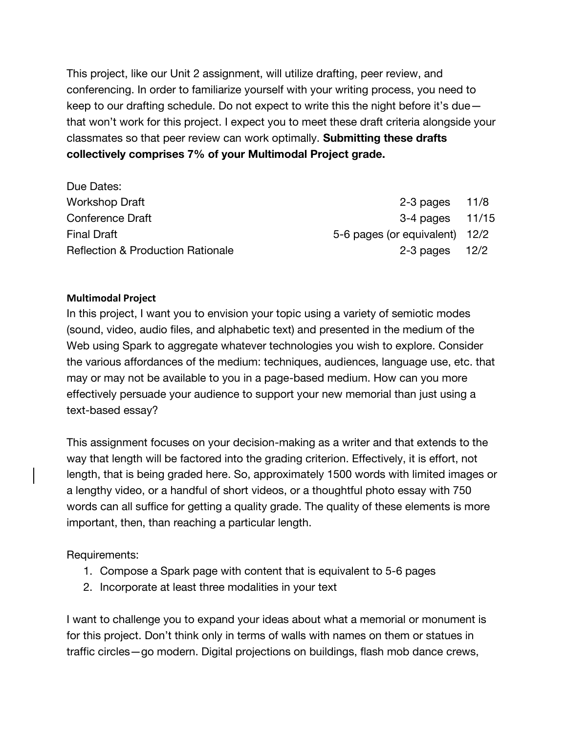This project, like our Unit 2 assignment, will utilize drafting, peer review, and conferencing. In order to familiarize yourself with your writing process, you need to keep to our drafting schedule. Do not expect to write this the night before it's due—that won't work for this project. I expect you to meet these draft criteria alongside your classmates so that peer review can work optimally. **Submitting these drafts collectively comprises 7% of your Multimodal Project grade.**

Due Dates:

| | | |
|---|---|---|
| Workshop Draft | 2-3 pages | 11/8 |
| Conference Draft | 3-4 pages | 11/15 |
| Final Draft | 5-6 pages (or equivalent) | 12/2 |
| Reflection & Production Rationale | 2-3 pages | 12/2 |

**Multimodal Project**

In this project, I want you to envision your topic using a variety of semiotic modes (sound, video, audio files, and alphabetic text) and presented in the medium of the Web using Spark to aggregate whatever technologies you wish to explore. Consider the various affordances of the medium: techniques, audiences, language use, etc. that may or may not be available to you in a page-based medium. How can you more effectively persuade your audience to support your new memorial than just using a text-based essay?

This assignment focuses on your decision-making as a writer and that extends to the way that length will be factored into the grading criterion. Effectively, it is effort, not length, that is being graded here. So, approximately 1500 words with limited images or a lengthy video, or a handful of short videos, or a thoughtful photo essay with 750 words can all suffice for getting a quality grade. The quality of these elements is more important, then, than reaching a particular length.

Requirements:

1. Compose a Spark page with content that is equivalent to 5-6 pages
2. Incorporate at least three modalities in your text

I want to challenge you to expand your ideas about what a memorial or monument is for this project. Don't think only in terms of walls with names on them or statues in traffic circles—go modern. Digital projections on buildings, flash mob dance crews,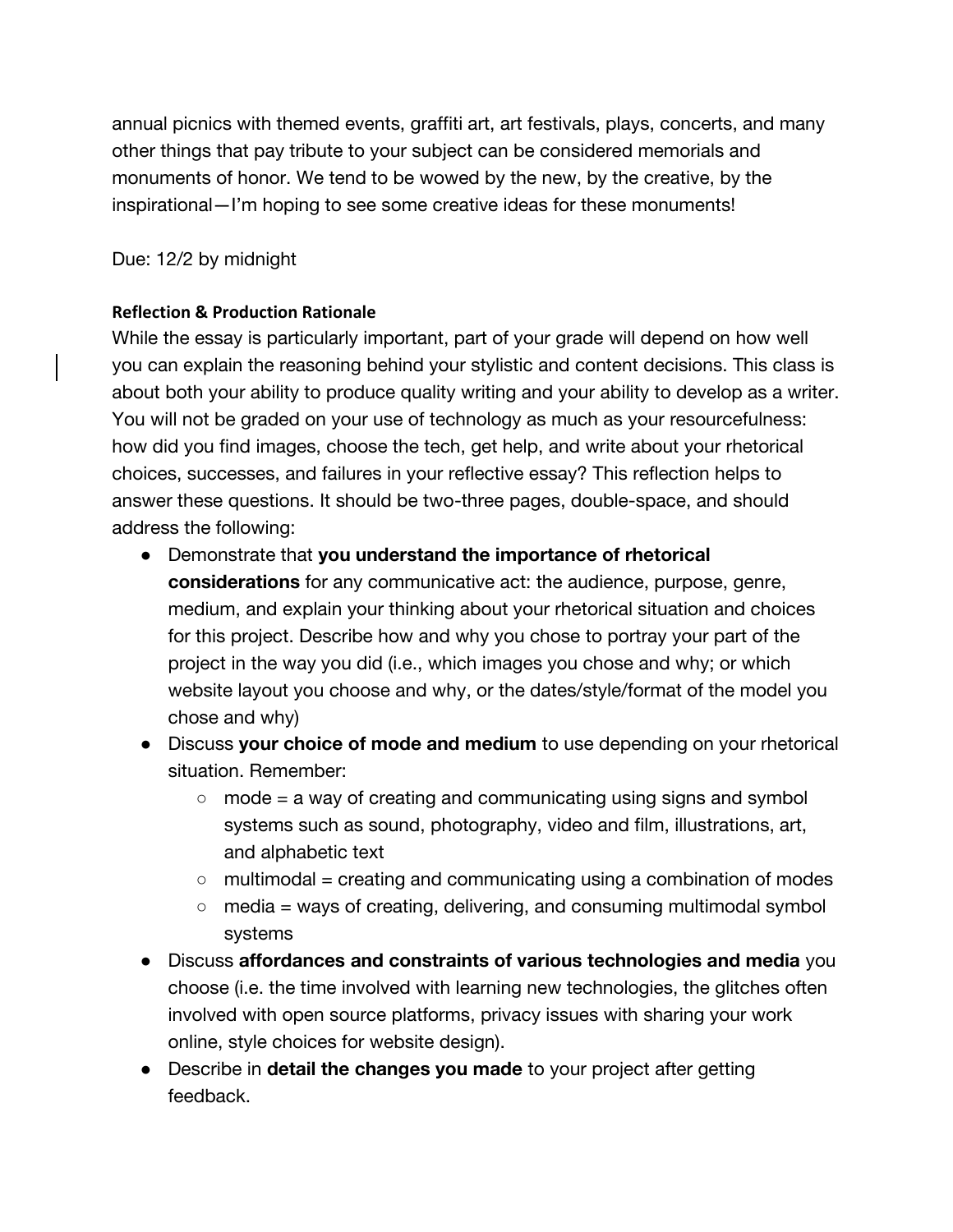annual picnics with themed events, graffiti art, art festivals, plays, concerts, and many other things that pay tribute to your subject can be considered memorials and monuments of honor. We tend to be wowed by the new, by the creative, by the inspirational—I'm hoping to see some creative ideas for these monuments!

Due: 12/2 by midnight

**Reflection & Production Rationale**

While the essay is particularly important, part of your grade will depend on how well you can explain the reasoning behind your stylistic and content decisions. This class is about both your ability to produce quality writing and your ability to develop as a writer. You will not be graded on your use of technology as much as your resourcefulness: how did you find images, choose the tech, get help, and write about your rhetorical choices, successes, and failures in your reflective essay? This reflection helps to answer these questions. It should be two-three pages, double-space, and should address the following:

- Demonstrate that **you understand the importance of rhetorical considerations** for any communicative act: the audience, purpose, genre, medium, and explain your thinking about your rhetorical situation and choices for this project. Describe how and why you chose to portray your part of the project in the way you did (i.e., which images you chose and why; or which website layout you choose and why, or the dates/style/format of the model you chose and why)
- Discuss **your choice of mode and medium** to use depending on your rhetorical situation. Remember:
  - mode = a way of creating and communicating using signs and symbol systems such as sound, photography, video and film, illustrations, art, and alphabetic text
  - multimodal = creating and communicating using a combination of modes
  - media = ways of creating, delivering, and consuming multimodal symbol systems
- Discuss **affordances and constraints of various technologies and media** you choose (i.e. the time involved with learning new technologies, the glitches often involved with open source platforms, privacy issues with sharing your work online, style choices for website design).
- Describe in **detail the changes you made** to your project after getting feedback.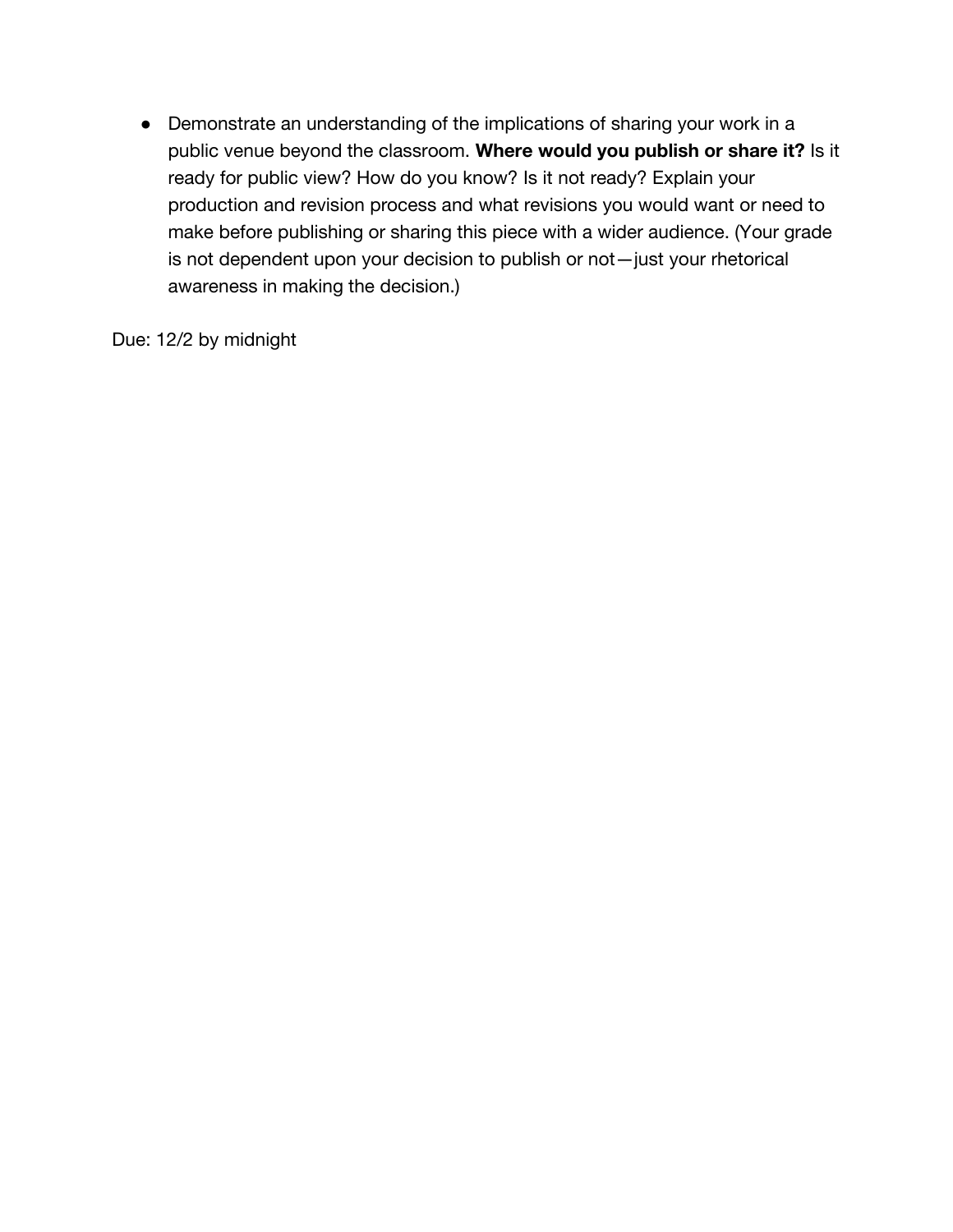- Demonstrate an understanding of the implications of sharing your work in a public venue beyond the classroom. **Where would you publish or share it?** Is it ready for public view? How do you know? Is it not ready? Explain your production and revision process and what revisions you would want or need to make before publishing or sharing this piece with a wider audience. (Your grade is not dependent upon your decision to publish or not—just your rhetorical awareness in making the decision.)

Due: 12/2 by midnight